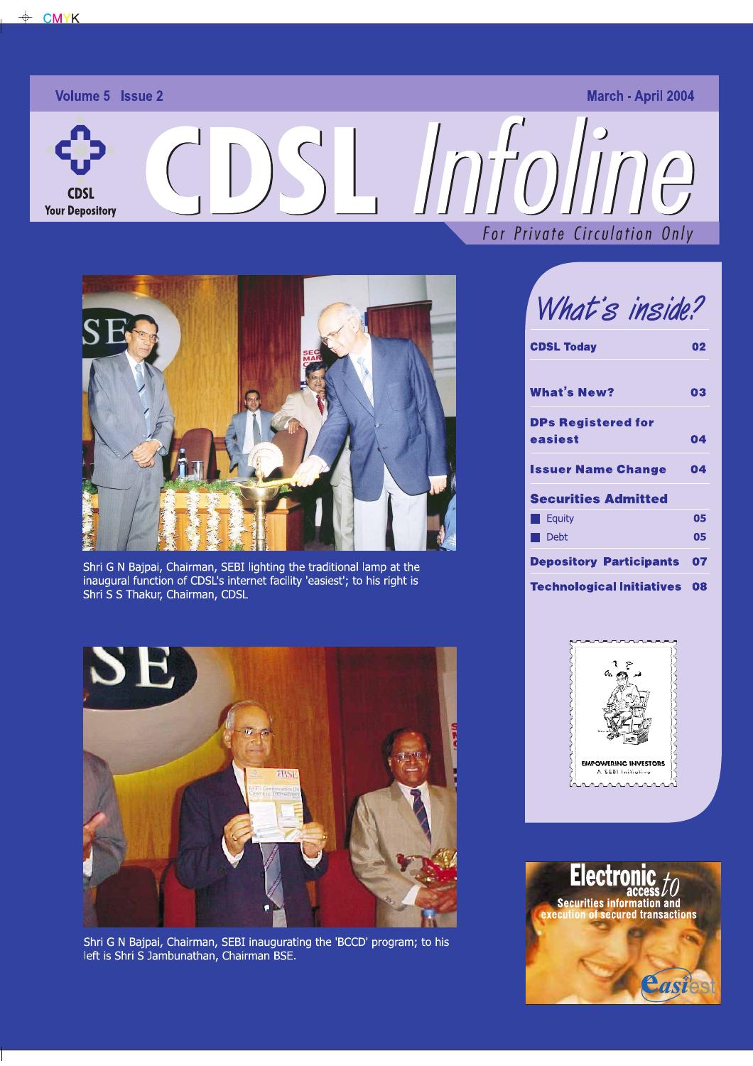Volume 5 Issue 2 March - April 2004

CDSL
Your Depository

# CDSL Infoline

For Private Circulation Only

Shri G N Bajpai, Chairman, SEBI lighting the traditional lamp at the inaugural function of CDSL's internet facility 'easiest'; to his right is Shri S S Thakur, Chairman, CDSL

Shri G N Bajpai, Chairman, SEBI inaugurating the 'BCCD' program; to his left is Shri S Jambunathan, Chairman BSE.

## What's inside?

| | |
|---|---|
| **CDSL Today** | **02** |
| **What's New?** | **03** |
| **DPs Registered for easiest** | **04** |
| **Issuer Name Change** | **04** |
| **Securities Admitted** | |
| Equity | 05 |
| Debt | 05 |
| **Depository Participants** | **07** |
| **Technological Initiatives** | **08** |

EMPOWERING INVESTORS
A SEBI Initiative

Electronic access to Securities information and execution of secured transactions

easiest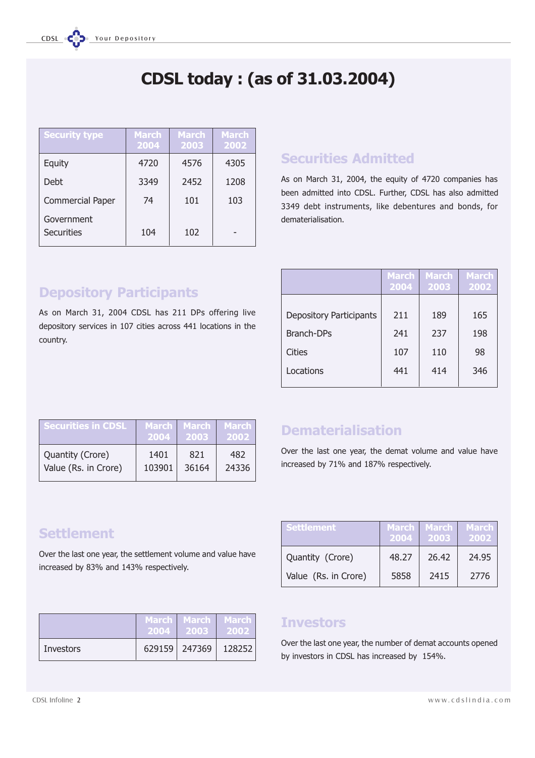# CDSL today : (as of 31.03.2004)

| Security type | March 2004 | March 2003 | March 2002 |
|---|---|---|---|
| Equity | 4720 | 4576 | 4305 |
| Debt | 3349 | 2452 | 1208 |
| Commercial Paper | 74 | 101 | 103 |
| Government Securities | 104 | 102 | - |

## Securities Admitted

As on March 31, 2004, the equity of 4720 companies has been admitted into CDSL. Further, CDSL has also admitted 3349 debt instruments, like debentures and bonds, for dematerialisation.

## Depository Participants

As on March 31, 2004 CDSL has 211 DPs offering live depository services in 107 cities across 441 locations in the country.

| | March 2004 | March 2003 | March 2002 |
|---|---|---|---|
| Depository Participants | 211 | 189 | 165 |
| Branch-DPs | 241 | 237 | 198 |
| Cities | 107 | 110 | 98 |
| Locations | 441 | 414 | 346 |

| Securities in CDSL | March 2004 | March 2003 | March 2002 |
|---|---|---|---|
| Quantity (Crore) | 1401 | 821 | 482 |
| Value (Rs. in Crore) | 103901 | 36164 | 24336 |

## Dematerialisation

Over the last one year, the demat volume and value have increased by 71% and 187% respectively.

## Settlement

Over the last one year, the settlement volume and value have increased by 83% and 143% respectively.

| Settlement | March 2004 | March 2003 | March 2002 |
|---|---|---|---|
| Quantity (Crore) | 48.27 | 26.42 | 24.95 |
| Value (Rs. in Crore) | 5858 | 2415 | 2776 |

| | March 2004 | March 2003 | March 2002 |
|---|---|---|---|
| Investors | 629159 | 247369 | 128252 |

## Investors

Over the last one year, the number of demat accounts opened by investors in CDSL has increased by 154%.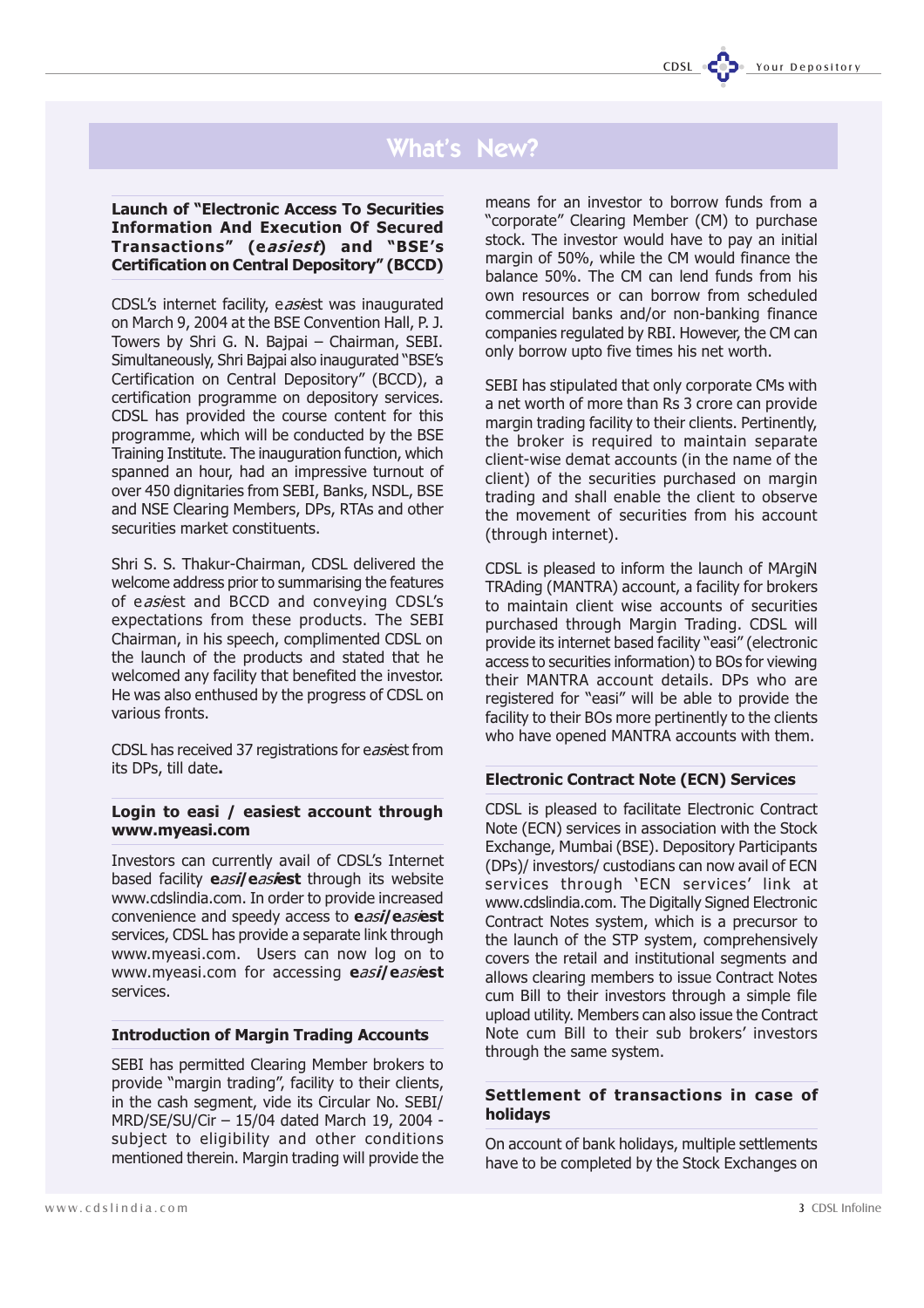# What's New?

### Launch of "Electronic Access To Securities Information And Execution Of Secured Transactions" (e*asiest*) and "BSE's Certification on Central Depository" (BCCD)

CDSL's internet facility, e*asi*est was inaugurated on March 9, 2004 at the BSE Convention Hall, P. J. Towers by Shri G. N. Bajpai – Chairman, SEBI. Simultaneously, Shri Bajpai also inaugurated "BSE's Certification on Central Depository" (BCCD), a certification programme on depository services. CDSL has provided the course content for this programme, which will be conducted by the BSE Training Institute. The inauguration function, which spanned an hour, had an impressive turnout of over 450 dignitaries from SEBI, Banks, NSDL, BSE and NSE Clearing Members, DPs, RTAs and other securities market constituents.

Shri S. S. Thakur-Chairman, CDSL delivered the welcome address prior to summarising the features of e*asi*est and BCCD and conveying CDSL's expectations from these products. The SEBI Chairman, in his speech, complimented CDSL on the launch of the products and stated that he welcomed any facility that benefited the investor. He was also enthused by the progress of CDSL on various fronts.

CDSL has received 37 registrations for e*asi*est from its DPs, till date**.**

### Login to easi / easiest account through www.myeasi.com

Investors can currently avail of CDSL's Internet based facility **e*asi*/e*asi*est** through its website www.cdslindia.com. In order to provide increased convenience and speedy access to **e*asi*/e*asi*est** services, CDSL has provide a separate link through www.myeasi.com. Users can now log on to www.myeasi.com for accessing **e*asi*/e*asi*est** services.

### Introduction of Margin Trading Accounts

SEBI has permitted Clearing Member brokers to provide "margin trading", facility to their clients, in the cash segment, vide its Circular No. SEBI/ MRD/SE/SU/Cir – 15/04 dated March 19, 2004 - subject to eligibility and other conditions mentioned therein. Margin trading will provide the means for an investor to borrow funds from a "corporate" Clearing Member (CM) to purchase stock. The investor would have to pay an initial margin of 50%, while the CM would finance the balance 50%. The CM can lend funds from his own resources or can borrow from scheduled commercial banks and/or non-banking finance companies regulated by RBI. However, the CM can only borrow upto five times his net worth.

SEBI has stipulated that only corporate CMs with a net worth of more than Rs 3 crore can provide margin trading facility to their clients. Pertinently, the broker is required to maintain separate client-wise demat accounts (in the name of the client) of the securities purchased on margin trading and shall enable the client to observe the movement of securities from his account (through internet).

CDSL is pleased to inform the launch of MArgiN TRAding (MANTRA) account, a facility for brokers to maintain client wise accounts of securities purchased through Margin Trading. CDSL will provide its internet based facility "easi" (electronic access to securities information) to BOs for viewing their MANTRA account details. DPs who are registered for "easi" will be able to provide the facility to their BOs more pertinently to the clients who have opened MANTRA accounts with them.

### Electronic Contract Note (ECN) Services

CDSL is pleased to facilitate Electronic Contract Note (ECN) services in association with the Stock Exchange, Mumbai (BSE). Depository Participants (DPs)/ investors/ custodians can now avail of ECN services through 'ECN services' link at www.cdslindia.com. The Digitally Signed Electronic Contract Notes system, which is a precursor to the launch of the STP system, comprehensively covers the retail and institutional segments and allows clearing members to issue Contract Notes cum Bill to their investors through a simple file upload utility. Members can also issue the Contract Note cum Bill to their sub brokers' investors through the same system.

### Settlement of transactions in case of holidays

On account of bank holidays, multiple settlements have to be completed by the Stock Exchanges on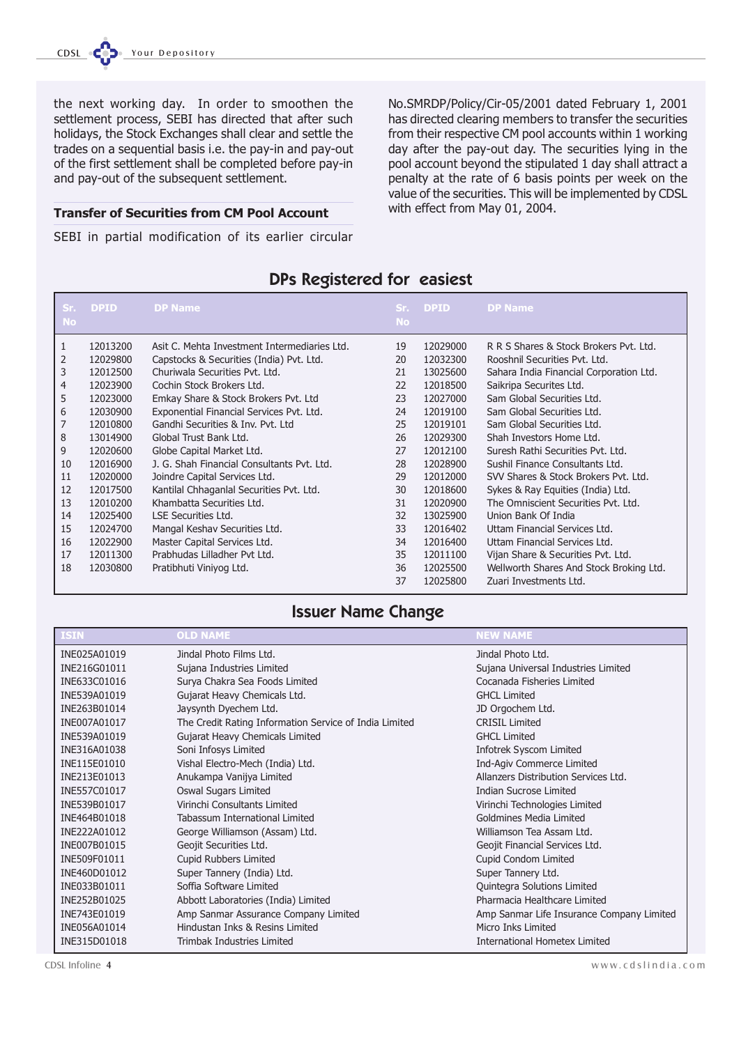the next working day. In order to smoothen the settlement process, SEBI has directed that after such holidays, the Stock Exchanges shall clear and settle the trades on a sequential basis i.e. the pay-in and pay-out of the first settlement shall be completed before pay-in and pay-out of the subsequent settlement.

### Transfer of Securities from CM Pool Account

SEBI in partial modification of its earlier circular No.SMRDP/Policy/Cir-05/2001 dated February 1, 2001 has directed clearing members to transfer the securities from their respective CM pool accounts within 1 working day after the pay-out day. The securities lying in the pool account beyond the stipulated 1 day shall attract a penalty at the rate of 6 basis points per week on the value of the securities. This will be implemented by CDSL with effect from May 01, 2004.

## DPs Registered for easiest

| Sr. No | DPID | DP Name | Sr. No | DPID | DP Name |
|---|---|---|---|---|---|
| 1 | 12013200 | Asit C. Mehta Investment Intermediaries Ltd. | 19 | 12029000 | R R S Shares & Stock Brokers Pvt. Ltd. |
| 2 | 12029800 | Capstocks & Securities (India) Pvt. Ltd. | 20 | 12032300 | Rooshnil Securities Pvt. Ltd. |
| 3 | 12012500 | Churiwala Securities Pvt. Ltd. | 21 | 13025600 | Sahara India Financial Corporation Ltd. |
| 4 | 12023900 | Cochin Stock Brokers Ltd. | 22 | 12018500 | Saikripa Securites Ltd. |
| 5 | 12023000 | Emkay Share & Stock Brokers Pvt. Ltd | 23 | 12027000 | Sam Global Securities Ltd. |
| 6 | 12030900 | Exponential Financial Services Pvt. Ltd. | 24 | 12019100 | Sam Global Securities Ltd. |
| 7 | 12010800 | Gandhi Securities & Inv. Pvt. Ltd | 25 | 12019101 | Sam Global Securities Ltd. |
| 8 | 13014900 | Global Trust Bank Ltd. | 26 | 12029300 | Shah Investors Home Ltd. |
| 9 | 12020600 | Globe Capital Market Ltd. | 27 | 12012100 | Suresh Rathi Securities Pvt. Ltd. |
| 10 | 12016900 | J. G. Shah Financial Consultants Pvt. Ltd. | 28 | 12028900 | Sushil Finance Consultants Ltd. |
| 11 | 12020000 | Joindre Capital Services Ltd. | 29 | 12012000 | SVV Shares & Stock Brokers Pvt. Ltd. |
| 12 | 12017500 | Kantilal Chhaganlal Securities Pvt. Ltd. | 30 | 12018600 | Sykes & Ray Equities (India) Ltd. |
| 13 | 12010200 | Khambatta Securities Ltd. | 31 | 12020900 | The Omniscient Securities Pvt. Ltd. |
| 14 | 12025400 | LSE Securities Ltd. | 32 | 13025900 | Union Bank Of India |
| 15 | 12024700 | Mangal Keshav Securities Ltd. | 33 | 12016402 | Uttam Financial Services Ltd. |
| 16 | 12022900 | Master Capital Services Ltd. | 34 | 12016400 | Uttam Financial Services Ltd. |
| 17 | 12011300 | Prabhudas Lilladher Pvt Ltd. | 35 | 12011100 | Vijan Share & Securities Pvt. Ltd. |
| 18 | 12030800 | Pratibhuti Viniyog Ltd. | 36 | 12025500 | Wellworth Shares And Stock Broking Ltd. |
| | | | 37 | 12025800 | Zuari Investments Ltd. |

## Issuer Name Change

| ISIN | OLD NAME | NEW NAME |
|---|---|---|
| INE025A01019 | Jindal Photo Films Ltd. | Jindal Photo Ltd. |
| INE216G01011 | Sujana Industries Limited | Sujana Universal Industries Limited |
| INE633C01016 | Surya Chakra Sea Foods Limited | Cocanada Fisheries Limited |
| INE539A01019 | Gujarat Heavy Chemicals Ltd. | GHCL Limited |
| INE263B01014 | Jaysynth Dyechem Ltd. | JD Orgochem Ltd. |
| INE007A01017 | The Credit Rating Information Service of India Limited | CRISIL Limited |
| INE539A01019 | Gujarat Heavy Chemicals Limited | GHCL Limited |
| INE316A01038 | Soni Infosys Limited | Infotrek Syscom Limited |
| INE115E01010 | Vishal Electro-Mech (India) Ltd. | Ind-Agiv Commerce Limited |
| INE213E01013 | Anukampa Vanijya Limited | Allanzers Distribution Services Ltd. |
| INE557C01017 | Oswal Sugars Limited | Indian Sucrose Limited |
| INE539B01017 | Virinchi Consultants Limited | Virinchi Technologies Limited |
| INE464B01018 | Tabassum International Limited | Goldmines Media Limited |
| INE222A01012 | George Williamson (Assam) Ltd. | Williamson Tea Assam Ltd. |
| INE007B01015 | Geojit Securities Ltd. | Geojit Financial Services Ltd. |
| INE509F01011 | Cupid Rubbers Limited | Cupid Condom Limited |
| INE460D01012 | Super Tannery (India) Ltd. | Super Tannery Ltd. |
| INE033B01011 | Soffia Software Limited | Quintegra Solutions Limited |
| INE252B01025 | Abbott Laboratories (India) Limited | Pharmacia Healthcare Limited |
| INE743E01019 | Amp Sanmar Assurance Company Limited | Amp Sanmar Life Insurance Company Limited |
| INE056A01014 | Hindustan Inks & Resins Limited | Micro Inks Limited |
| INE315D01018 | Trimbak Industries Limited | International Hometex Limited |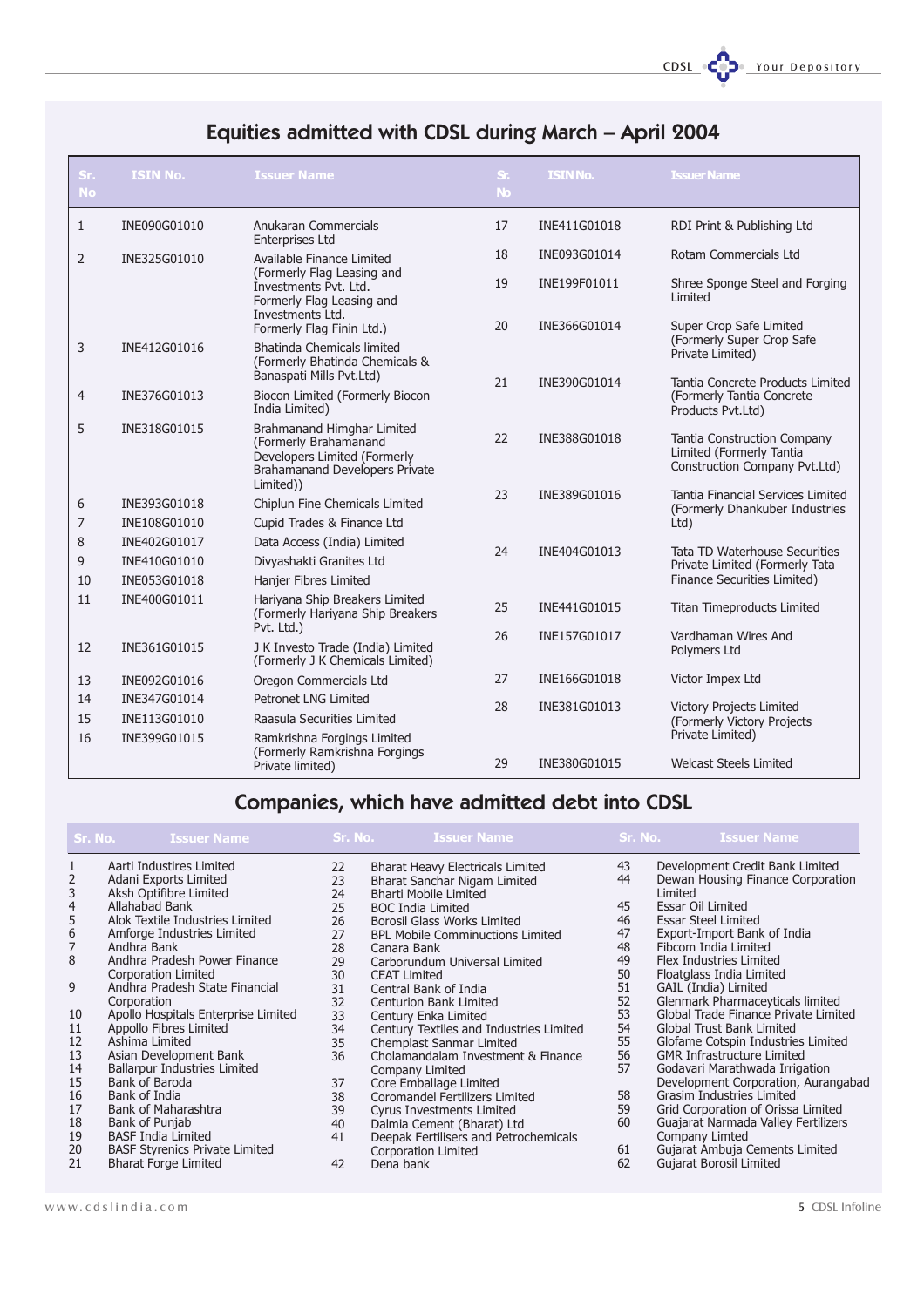## Equities admitted with CDSL during March – April 2004

| Sr. No | ISIN No. | Issuer Name |
|---|---|---|
| 1 | INE090G01010 | Anukaran Commercials Enterprises Ltd |
| 2 | INE325G01010 | Available Finance Limited (Formerly Flag Leasing and Investments Pvt. Ltd. Formerly Flag Leasing and Investments Ltd. Formerly Flag Finin Ltd.) |
| 3 | INE412G01016 | Bhatinda Chemicals limited (Formerly Bhatinda Chemicals & Banaspati Mills Pvt.Ltd) |
| 4 | INE376G01013 | Biocon Limited (Formerly Biocon India Limited) |
| 5 | INE318G01015 | Brahmanand Himghar Limited (Formerly Brahamanand Developers Limited (Formerly Brahamanand Developers Private Limited)) |
| 6 | INE393G01018 | Chiplun Fine Chemicals Limited |
| 7 | INE108G01010 | Cupid Trades & Finance Ltd |
| 8 | INE402G01017 | Data Access (India) Limited |
| 9 | INE410G01010 | Divyashakti Granites Ltd |
| 10 | INE053G01018 | Hanjer Fibres Limited |
| 11 | INE400G01011 | Hariyana Ship Breakers Limited (Formerly Hariyana Ship Breakers Pvt. Ltd.) |
| 12 | INE361G01015 | J K Investo Trade (India) Limited (Formerly J K Chemicals Limited) |
| 13 | INE092G01016 | Oregon Commercials Ltd |
| 14 | INE347G01014 | Petronet LNG Limited |
| 15 | INE113G01010 | Raasula Securities Limited |
| 16 | INE399G01015 | Ramkrishna Forgings Limited (Formerly Ramkrishna Forgings Private limited) |
| 17 | INE411G01018 | RDI Print & Publishing Ltd |
| 18 | INE093G01014 | Rotam Commercials Ltd |
| 19 | INE199F01011 | Shree Sponge Steel and Forging Limited |
| 20 | INE366G01014 | Super Crop Safe Limited (Formerly Super Crop Safe Private Limited) |
| 21 | INE390G01014 | Tantia Concrete Products Limited (Formerly Tantia Concrete Products Pvt.Ltd) |
| 22 | INE388G01018 | Tantia Construction Company Limited (Formerly Tantia Construction Company Pvt.Ltd) |
| 23 | INE389G01016 | Tantia Financial Services Limited (Formerly Dhankuber Industries Ltd) |
| 24 | INE404G01013 | Tata TD Waterhouse Securities Private Limited (Formerly Tata Finance Securities Limited) |
| 25 | INE441G01015 | Titan Timeproducts Limited |
| 26 | INE157G01017 | Vardhaman Wires And Polymers Ltd |
| 27 | INE166G01018 | Victor Impex Ltd |
| 28 | INE381G01013 | Victory Projects Limited (Formerly Victory Projects Private Limited) |
| 29 | INE380G01015 | Welcast Steels Limited |

## Companies, which have admitted debt into CDSL

| Sr. No. | Issuer Name |
|---|---|
| 1 | Aarti Industires Limited |
| 2 | Adani Exports Limited |
| 3 | Aksh Optifibre Limited |
| 4 | Allahabad Bank |
| 5 | Alok Textile Industries Limited |
| 6 | Amforge Industries Limited |
| 7 | Andhra Bank |
| 8 | Andhra Pradesh Power Finance Corporation Limited |
| 9 | Andhra Pradesh State Financial Corporation |
| 10 | Apollo Hospitals Enterprise Limited |
| 11 | Appollo Fibres Limited |
| 12 | Ashima Limited |
| 13 | Asian Development Bank |
| 14 | Ballarpur Industries Limited |
| 15 | Bank of Baroda |
| 16 | Bank of India |
| 17 | Bank of Maharashtra |
| 18 | Bank of Punjab |
| 19 | BASF India Limited |
| 20 | BASF Styrenics Private Limited |
| 21 | Bharat Forge Limited |
| 22 | Bharat Heavy Electricals Limited |
| 23 | Bharat Sanchar Nigam Limited |
| 24 | Bharti Mobile Limited |
| 25 | BOC India Limited |
| 26 | Borosil Glass Works Limited |
| 27 | BPL Mobile Comminuctions Limited |
| 28 | Canara Bank |
| 29 | Carborundum Universal Limited |
| 30 | CEAT Limited |
| 31 | Central Bank of India |
| 32 | Centurion Bank Limited |
| 33 | Century Enka Limited |
| 34 | Century Textiles and Industries Limited |
| 35 | Chemplast Sanmar Limited |
| 36 | Cholamandalam Investment & Finance Company Limited |
| 37 | Core Emballage Limited |
| 38 | Coromandel Fertilizers Limited |
| 39 | Cyrus Investments Limited |
| 40 | Dalmia Cement (Bharat) Ltd |
| 41 | Deepak Fertilisers and Petrochemicals Corporation Limited |
| 42 | Dena bank |
| 43 | Development Credit Bank Limited |
| 44 | Dewan Housing Finance Corporation Limited |
| 45 | Essar Oil Limited |
| 46 | Essar Steel Limited |
| 47 | Export-Import Bank of India |
| 48 | Fibcom India Limited |
| 49 | Flex Industries Limited |
| 50 | Floatglass India Limited |
| 51 | GAIL (India) Limited |
| 52 | Glenmark Pharmaceyticals limited |
| 53 | Global Trade Finance Private Limited |
| 54 | Global Trust Bank Limited |
| 55 | Glofame Cotspin Industries Limited |
| 56 | GMR Infrastructure Limited |
| 57 | Godavari Marathwada Irrigation Development Corporation, Aurangabad |
| 58 | Grasim Industries Limited |
| 59 | Grid Corporation of Orissa Limited |
| 60 | Guajarat Narmada Valley Fertilizers Company Limted |
| 61 | Gujarat Ambuja Cements Limited |
| 62 | Gujarat Borosil Limited |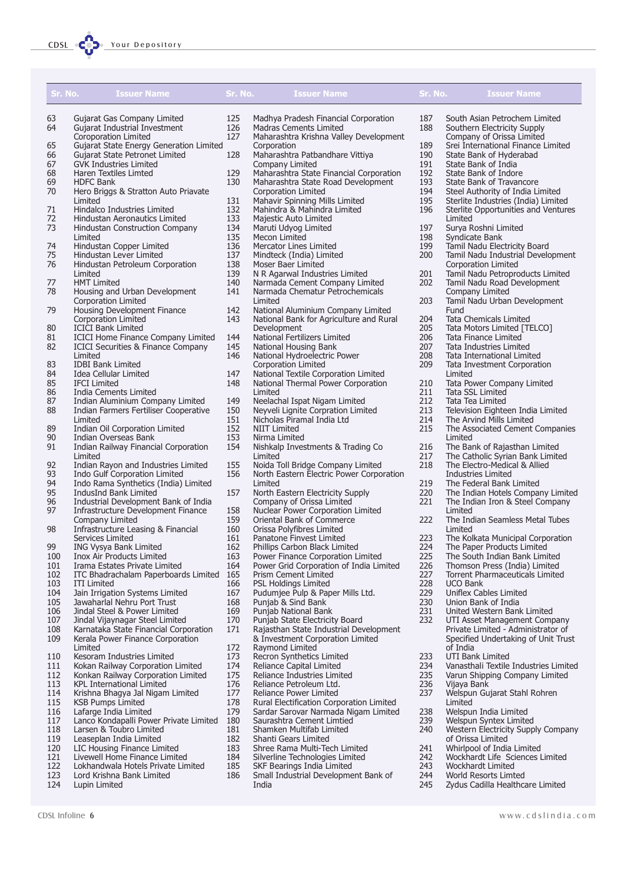| Sr. No. | Issuer Name |
|---|---|
| 63 | Gujarat Gas Company Limited |
| 64 | Gujarat Industrial Investment Coorporation Limited |
| 65 | Gujarat State Energy Generation Limited |
| 66 | Gujarat State Petronet Limited |
| 67 | GVK Industries Limited |
| 68 | Haren Textiles Limted |
| 69 | HDFC Bank |
| 70 | Hero Briggs & Stratton Auto Priavate Limited |
| 71 | Hindalco Industries Limited |
| 72 | Hindustan Aeronautics Limited |
| 73 | Hindustan Construction Company Limited |
| 74 | Hindustan Copper Limited |
| 75 | Hindustan Lever Limited |
| 76 | Hindustan Petroleum Corporation Limited |
| 77 | HMT Limited |
| 78 | Housing and Urban Development Corporation Limited |
| 79 | Housing Development Finance Corporation Limited |
| 80 | ICICI Bank Limited |
| 81 | ICICI Home Finance Company Limited |
| 82 | ICICI Securities & Finance Company Limited |
| 83 | IDBI Bank Limited |
| 84 | Idea Cellular Limited |
| 85 | IFCI Limited |
| 86 | India Cements Limited |
| 87 | Indian Aluminium Company Limited |
| 88 | Indian Farmers Fertiliser Cooperative Limited |
| 89 | Indian Oil Corporation Limited |
| 90 | Indian Overseas Bank |
| 91 | Indian Railway Financial Corporation Limited |
| 92 | Indian Rayon and Industries Limited |
| 93 | Indo Gulf Corporation Limited |
| 94 | Indo Rama Synthetics (India) Limited |
| 95 | IndusInd Bank Limited |
| 96 | Industrial Development Bank of India |
| 97 | Infrastructure Development Finance Company Limited |
| 98 | Infrastructure Leasing & Financial Services Limited |
| 99 | ING Vysya Bank Limited |
| 100 | Inox Air Products Limited |
| 101 | Irama Estates Private Limited |
| 102 | ITC Bhadrachalam Paperboards Limited |
| 103 | ITI Limited |
| 104 | Jain Irrigation Systems Limited |
| 105 | Jawaharlal Nehru Port Trust |
| 106 | Jindal Steel & Power Limited |
| 107 | Jindal Vijaynagar Steel Limited |
| 108 | Karnataka State Financial Corporation |
| 109 | Kerala Power Finance Corporation Limited |
| 110 | Kesoram Industries Limited |
| 111 | Kokan Railway Corporation Limited |
| 112 | Konkan Railway Corporation Limited |
| 113 | KPL International Limited |
| 114 | Krishna Bhagya Jal Nigam Limited |
| 115 | KSB Pumps Limited |
| 116 | Lafarge India Limited |
| 117 | Lanco Kondapalli Power Private Limited |
| 118 | Larsen & Toubro Limited |
| 119 | Leaseplan India Limited |
| 120 | LIC Housing Finance Limited |
| 121 | Livewell Home Finance Limited |
| 122 | Lokhandwala Hotels Private Limited |
| 123 | Lord Krishna Bank Limited |
| 124 | Lupin Limited |
| 125 | Madhya Pradesh Financial Corporation |
| 126 | Madras Cements Limited |
| 127 | Maharashtra Krishna Valley Development Corporation |
| 128 | Maharashtra Patbandhare Vittiya Company Limited |
| 129 | Maharashtra State Financial Corporation |
| 130 | Maharashtra State Road Development Corporation Limited |
| 131 | Mahavir Spinning Mills Limited |
| 132 | Mahindra & Mahindra Limited |
| 133 | Majestic Auto Limited |
| 134 | Maruti Udyog Limited |
| 135 | Mecon Limited |
| 136 | Mercator Lines Limited |
| 137 | Mindteck (India) Limited |
| 138 | Moser Baer Limited |
| 139 | N R Agarwal Industries Limited |
| 140 | Narmada Cement Company Limited |
| 141 | Narmada Chematur Petrochemicals Limited |
| 142 | National Aluminium Company Limited |
| 143 | National Bank for Agriculture and Rural Development |
| 144 | National Fertilizers Limited |
| 145 | National Housing Bank |
| 146 | National Hydroelectric Power Corporation Limited |
| 147 | National Textile Corporation Limited |
| 148 | National Thermal Power Corporation Limited |
| 149 | Neelachal Ispat Nigam Limited |
| 150 | Neyveli Lignite Corpration Limited |
| 151 | Nicholas Piramal India Ltd |
| 152 | NIIT Limited |
| 153 | Nirma Limited |
| 154 | Nishkalp Investments & Trading Co Limited |
| 155 | Noida Toll Bridge Company Limited |
| 156 | North Eastern Electric Power Corporation Limited |
| 157 | North Eastern Electricity Supply Company of Orissa Limited |
| 158 | Nuclear Power Corporation Limited |
| 159 | Oriental Bank of Commerce |
| 160 | Orissa Polyfibres Limited |
| 161 | Panatone Finvest Limited |
| 162 | Phillips Carbon Black Limited |
| 163 | Power Finance Corporation Limited |
| 164 | Power Grid Corporation of India Limited |
| 165 | Prism Cement Limited |
| 166 | PSL Holdings Limited |
| 167 | Pudumjee Pulp & Paper Mills Ltd. |
| 168 | Punjab & Sind Bank |
| 169 | Punjab National Bank |
| 170 | Punjab State Electricity Board |
| 171 | Rajasthan State Industrial Development & Investment Corporation Limited |
| 172 | Raymond Limited |
| 173 | Recron Synthetics Limited |
| 174 | Reliance Capital Limited |
| 175 | Reliance Industries Limited |
| 176 | Reliance Petroleum Ltd. |
| 177 | Reliance Power Limited |
| 178 | Rural Electrification Corporation Limited |
| 179 | Sardar Sarovar Narmada Nigam Limited |
| 180 | Saurashtra Cement Limtied |
| 181 | Shamken Multifab Limited |
| 182 | Shanti Gears Limited |
| 183 | Shree Rama Multi-Tech Limited |
| 184 | Silverline Technologies Limited |
| 185 | SKF Bearings India Limited |
| 186 | Small Industrial Development Bank of India |
| 187 | South Asian Petrochem Limited |
| 188 | Southern Electricity Supply Company of Orissa Limited |
| 189 | Srei International Finance Limited |
| 190 | State Bank of Hyderabad |
| 191 | State Bank of India |
| 192 | State Bank of Indore |
| 193 | State Bank of Travancore |
| 194 | Steel Authority of India Limited |
| 195 | Sterlite Industries (India) Limited |
| 196 | Sterlite Opportunities and Ventures Limited |
| 197 | Surya Roshni Limited |
| 198 | Syndicate Bank |
| 199 | Tamil Nadu Electricity Board |
| 200 | Tamil Nadu Industrial Development Corporation Limited |
| 201 | Tamil Nadu Petroproducts Limited |
| 202 | Tamil Nadu Road Development Company Limited |
| 203 | Tamil Nadu Urban Development Fund |
| 204 | Tata Chemicals Limited |
| 205 | Tata Motors Limited [TELCO] |
| 206 | Tata Finance Limited |
| 207 | Tata Industries Limited |
| 208 | Tata International Limited |
| 209 | Tata Investment Corporation Limited |
| 210 | Tata Power Company Limited |
| 211 | Tata SSL Limited |
| 212 | Tata Tea Limited |
| 213 | Television Eighteen India Limited |
| 214 | The Arvind Mills Limited |
| 215 | The Associated Cement Companies Limited |
| 216 | The Bank of Rajasthan Limited |
| 217 | The Catholic Syrian Bank Limited |
| 218 | The Electro-Medical & Allied Industries Limited |
| 219 | The Federal Bank Limited |
| 220 | The Indian Hotels Company Limited |
| 221 | The Indian Iron & Steel Company Limited |
| 222 | The Indian Seamless Metal Tubes Limited |
| 223 | The Kolkata Municipal Corporation |
| 224 | The Paper Products Limited |
| 225 | The South Indian Bank Limited |
| 226 | Thomson Press (India) Limited |
| 227 | Torrent Pharmaceuticals Limited |
| 228 | UCO Bank |
| 229 | Uniflex Cables Limited |
| 230 | Union Bank of India |
| 231 | United Western Bank Limited |
| 232 | UTI Asset Management Company Private Limited - Administrator of Specified Undertaking of Unit Trust of India |
| 233 | UTI Bank Limited |
| 234 | Vanasthali Textile Industries Limited |
| 235 | Varun Shipping Company Limited |
| 236 | Vijaya Bank |
| 237 | Welspun Gujarat Stahl Rohren Limited |
| 238 | Welspun India Limited |
| 239 | Welspun Syntex Limited |
| 240 | Western Electricity Supply Company of Orissa Limited |
| 241 | Whirlpool of India Limited |
| 242 | Wockhardt Life Sciences Limited |
| 243 | Wockhardt Limited |
| 244 | World Resorts Limited |
| 245 | Zydus Cadilla Healthcare Limited |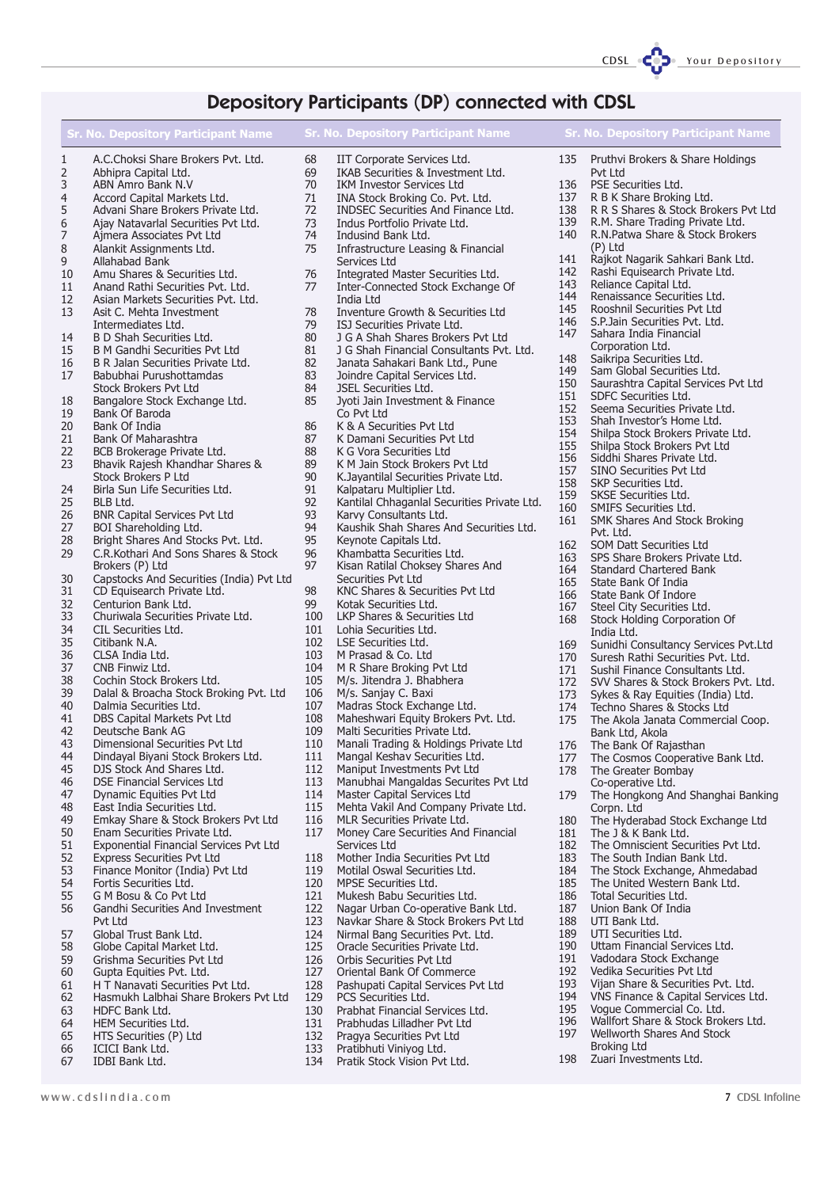# Depository Participants (DP) connected with CDSL

| Sr. No. | Depository Participant Name |
|---|---|
| 1 | A.C.Choksi Share Brokers Pvt. Ltd. |
| 2 | Abhipra Capital Ltd. |
| 3 | ABN Amro Bank N.V |
| 4 | Accord Capital Markets Ltd. |
| 5 | Advani Share Brokers Private Ltd. |
| 6 | Ajay Natavarlal Securities Pvt Ltd. |
| 7 | Ajmera Associates Pvt Ltd |
| 8 | Alankit Assignments Ltd. |
| 9 | Allahabad Bank |
| 10 | Amu Shares & Securities Ltd. |
| 11 | Anand Rathi Securities Pvt. Ltd. |
| 12 | Asian Markets Securities Pvt. Ltd. |
| 13 | Asit C. Mehta Investment Intermediates Ltd. |
| 14 | B D Shah Securities Ltd. |
| 15 | B M Gandhi Securities Pvt Ltd |
| 16 | B R Jalan Securities Private Ltd. |
| 17 | Babubhai Purushottamdas Stock Brokers Pvt Ltd |
| 18 | Bangalore Stock Exchange Ltd. |
| 19 | Bank Of Baroda |
| 20 | Bank Of India |
| 21 | Bank Of Maharashtra |
| 22 | BCB Brokerage Private Ltd. |
| 23 | Bhavik Rajesh Khandhar Shares & Stock Brokers P Ltd |
| 24 | Birla Sun Life Securities Ltd. |
| 25 | BLB Ltd. |
| 26 | BNR Capital Services Pvt Ltd |
| 27 | BOI Shareholding Ltd. |
| 28 | Bright Shares And Stocks Pvt. Ltd. |
| 29 | C.R.Kothari And Sons Shares & Stock Brokers (P) Ltd |
| 30 | Capstocks And Securities (India) Pvt Ltd |
| 31 | CD Equisearch Private Ltd. |
| 32 | Centurion Bank Ltd. |
| 33 | Churiwala Securities Private Ltd. |
| 34 | CIL Securities Ltd. |
| 35 | Citibank N.A. |
| 36 | CLSA India Ltd. |
| 37 | CNB Finwiz Ltd. |
| 38 | Cochin Stock Brokers Ltd. |
| 39 | Dalal & Broacha Stock Broking Pvt. Ltd |
| 40 | Dalmia Securities Ltd. |
| 41 | DBS Capital Markets Pvt Ltd |
| 42 | Deutsche Bank AG |
| 43 | Dimensional Securities Pvt Ltd |
| 44 | Dindayal Biyani Stock Brokers Ltd. |
| 45 | DJS Stock And Shares Ltd. |
| 46 | DSE Financial Services Ltd |
| 47 | Dynamic Equities Pvt Ltd |
| 48 | East India Securities Ltd. |
| 49 | Emkay Share & Stock Brokers Pvt Ltd |
| 50 | Enam Securities Private Ltd. |
| 51 | Exponential Financial Services Pvt Ltd |
| 52 | Express Securities Pvt Ltd |
| 53 | Finance Monitor (India) Pvt Ltd |
| 54 | Fortis Securities Ltd. |
| 55 | G M Bosu & Co Pvt Ltd |
| 56 | Gandhi Securities And Investment Pvt Ltd |
| 57 | Global Trust Bank Ltd. |
| 58 | Globe Capital Market Ltd. |
| 59 | Grishma Securities Pvt Ltd |
| 60 | Gupta Equities Pvt. Ltd. |
| 61 | H T Nanavati Securities Pvt Ltd. |
| 62 | Hasmukh Lalbhai Share Brokers Pvt Ltd |
| 63 | HDFC Bank Ltd. |
| 64 | HEM Securities Ltd. |
| 65 | HTS Securities (P) Ltd |
| 66 | ICICI Bank Ltd. |
| 67 | IDBI Bank Ltd. |
| 68 | IIT Corporate Services Ltd. |
| 69 | IKAB Securities & Investment Ltd. |
| 70 | IKM Investor Services Ltd |
| 71 | INA Stock Broking Co. Pvt. Ltd. |
| 72 | INDSEC Securities And Finance Ltd. |
| 73 | Indus Portfolio Private Ltd. |
| 74 | Indusind Bank Ltd. |
| 75 | Infrastructure Leasing & Financial Services Ltd |
| 76 | Integrated Master Securities Ltd. |
| 77 | Inter-Connected Stock Exchange Of India Ltd |
| 78 | Inventure Growth & Securities Ltd |
| 79 | ISJ Securities Private Ltd. |
| 80 | J G A Shah Shares Brokers Pvt Ltd |
| 81 | J G Shah Financial Consultants Pvt. Ltd. |
| 82 | Janata Sahakari Bank Ltd., Pune |
| 83 | Joindre Capital Services Ltd. |
| 84 | JSEL Securities Ltd. |
| 85 | Jyoti Jain Investment & Finance Co Pvt Ltd |
| 86 | K & A Securities Pvt Ltd |
| 87 | K Damani Securities Pvt Ltd |
| 88 | K G Vora Securities Ltd |
| 89 | K M Jain Stock Brokers Pvt Ltd |
| 90 | K.Jayantilal Securities Private Ltd. |
| 91 | Kalpataru Multiplier Ltd. |
| 92 | Kantilal Chhaganlal Securities Private Ltd. |
| 93 | Karvy Consultants Ltd. |
| 94 | Kaushik Shah Shares And Securities Ltd. |
| 95 | Keynote Capitals Ltd. |
| 96 | Khambatta Securities Ltd. |
| 97 | Kisan Ratilal Choksey Shares And Securities Pvt Ltd |
| 98 | KNC Shares & Securities Pvt Ltd |
| 99 | Kotak Securities Ltd. |
| 100 | LKP Shares & Securities Ltd |
| 101 | Lohia Securities Ltd. |
| 102 | LSE Securities Ltd. |
| 103 | M Prasad & Co. Ltd |
| 104 | M R Share Broking Pvt Ltd |
| 105 | M/s. Jitendra J. Bhabhera |
| 106 | M/s. Sanjay C. Baxi |
| 107 | Madras Stock Exchange Ltd. |
| 108 | Maheshwari Equity Brokers Pvt. Ltd. |
| 109 | Malti Securities Private Ltd. |
| 110 | Manali Trading & Holdings Private Ltd |
| 111 | Mangal Keshav Securities Ltd. |
| 112 | Maniput Investments Pvt Ltd |
| 113 | Manubhai Mangaldas Securities Pvt Ltd |
| 114 | Master Capital Services Ltd |
| 115 | Mehta Vakil And Company Private Ltd. |
| 116 | MLR Securities Private Ltd. |
| 117 | Money Care Securities And Financial Services Ltd |
| 118 | Mother India Securities Pvt Ltd |
| 119 | Motilal Oswal Securities Ltd. |
| 120 | MPSE Securities Ltd. |
| 121 | Mukesh Babu Securities Ltd. |
| 122 | Nagar Urban Co-operative Bank Ltd. |
| 123 | Navkar Share & Stock Brokers Pvt Ltd |
| 124 | Nirmal Bang Securities Pvt. Ltd. |
| 125 | Oracle Securities Private Ltd. |
| 126 | Orbis Securities Pvt Ltd |
| 127 | Oriental Bank Of Commerce |
| 128 | Pashupati Capital Services Pvt Ltd |
| 129 | PCS Securities Ltd. |
| 130 | Prabhat Financial Services Ltd. |
| 131 | Prabhudas Lilladher Pvt Ltd |
| 132 | Pragya Securities Pvt Ltd |
| 133 | Pratibhuti Viniyog Ltd. |
| 134 | Pratik Stock Vision Pvt Ltd. |
| 135 | Pruthvi Brokers & Share Holdings Pvt Ltd |
| 136 | PSE Securities Ltd. |
| 137 | R B K Share Broking Ltd. |
| 138 | R R S Shares & Stock Brokers Pvt Ltd |
| 139 | R.M. Share Trading Private Ltd. |
| 140 | R.N.Patwa Share & Stock Brokers (P) Ltd |
| 141 | Rajkot Nagarik Sahkari Bank Ltd. |
| 142 | Rashi Equisearch Private Ltd. |
| 143 | Reliance Capital Ltd. |
| 144 | Renaissance Securities Ltd. |
| 145 | Rooshnil Securities Pvt Ltd |
| 146 | S.P.Jain Securities Pvt. Ltd. |
| 147 | Sahara India Financial Corporation Ltd. |
| 148 | Saikripa Securities Ltd. |
| 149 | Sam Global Securities Ltd. |
| 150 | Saurashtra Capital Services Pvt Ltd |
| 151 | SDFC Securities Ltd. |
| 152 | Seema Securities Private Ltd. |
| 153 | Shah Investor's Home Ltd. |
| 154 | Shilpa Stock Brokers Private Ltd. |
| 155 | Shilpa Stock Brokers Pvt Ltd |
| 156 | Siddhi Shares Private Ltd. |
| 157 | SINO Securities Pvt Ltd |
| 158 | SKP Securities Ltd. |
| 159 | SKSE Securities Ltd. |
| 160 | SMIFS Securities Ltd. |
| 161 | SMK Shares And Stock Broking Pvt. Ltd. |
| 162 | SOM Datt Securities Ltd |
| 163 | SPS Share Brokers Private Ltd. |
| 164 | Standard Chartered Bank |
| 165 | State Bank Of India |
| 166 | State Bank Of Indore |
| 167 | Steel City Securities Ltd. |
| 168 | Stock Holding Corporation Of India Ltd. |
| 169 | Sunidhi Consultancy Services Pvt.Ltd |
| 170 | Suresh Rathi Securities Pvt. Ltd. |
| 171 | Sushil Finance Consultants Ltd. |
| 172 | SVV Shares & Stock Brokers Pvt. Ltd. |
| 173 | Sykes & Ray Equities (India) Ltd. |
| 174 | Techno Shares & Stocks Ltd |
| 175 | The Akola Janata Commercial Coop. Bank Ltd, Akola |
| 176 | The Bank Of Rajasthan |
| 177 | The Cosmos Cooperative Bank Ltd. |
| 178 | The Greater Bombay Co-operative Ltd. |
| 179 | The Hongkong And Shanghai Banking Corpn. Ltd |
| 180 | The Hyderabad Stock Exchange Ltd |
| 181 | The J & K Bank Ltd. |
| 182 | The Omniscient Securities Pvt Ltd. |
| 183 | The South Indian Bank Ltd. |
| 184 | The Stock Exchange, Ahmedabad |
| 185 | The United Western Bank Ltd. |
| 186 | Total Securities Ltd. |
| 187 | Union Bank Of India |
| 188 | UTI Bank Ltd. |
| 189 | UTI Securities Ltd. |
| 190 | Uttam Financial Services Ltd. |
| 191 | Vadodara Stock Exchange |
| 192 | Vedika Securities Pvt Ltd |
| 193 | Vijan Share & Securities Pvt. Ltd. |
| 194 | VNS Finance & Capital Services Ltd. |
| 195 | Vogue Commercial Co. Ltd. |
| 196 | Wallfort Share & Stock Brokers Ltd. |
| 197 | Wellworth Shares And Stock Broking Ltd |
| 198 | Zuari Investments Ltd. |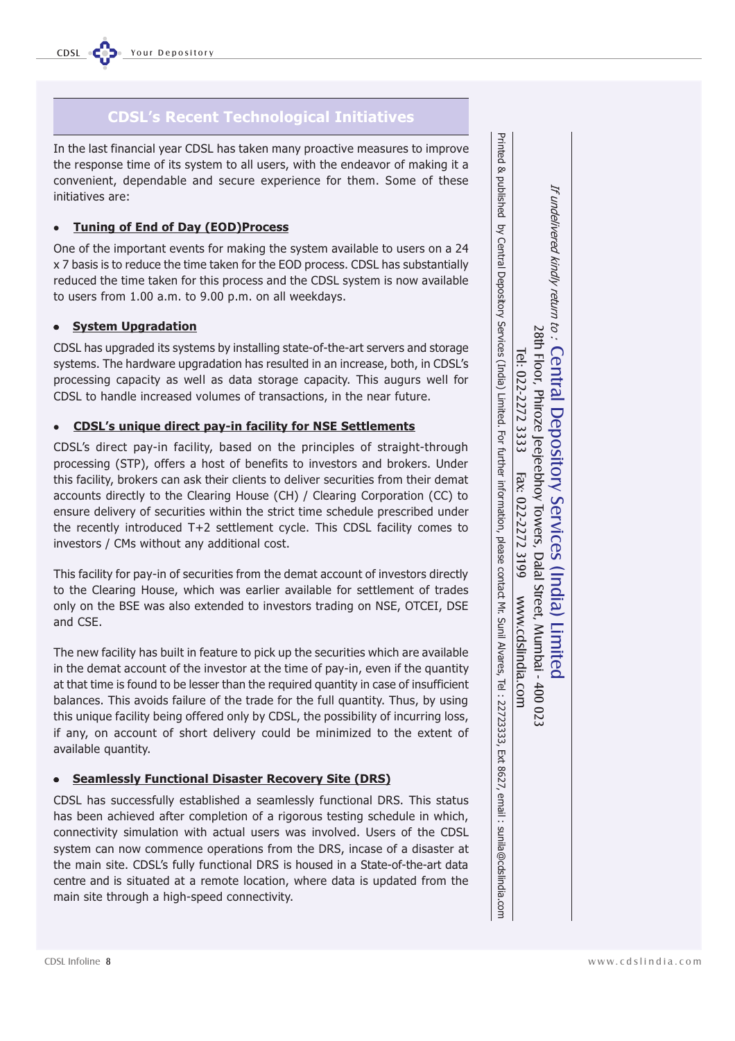## CDSL's Recent Technological Initiatives

In the last financial year CDSL has taken many proactive measures to improve the response time of its system to all users, with the endeavor of making it a convenient, dependable and secure experience for them. Some of these initiatives are:

- **Tuning of End of Day (EOD)Process**

One of the important events for making the system available to users on a 24 x 7 basis is to reduce the time taken for the EOD process. CDSL has substantially reduced the time taken for this process and the CDSL system is now available to users from 1.00 a.m. to 9.00 p.m. on all weekdays.

- **System Upgradation**

CDSL has upgraded its systems by installing state-of-the-art servers and storage systems. The hardware upgradation has resulted in an increase, both, in CDSL's processing capacity as well as data storage capacity. This augurs well for CDSL to handle increased volumes of transactions, in the near future.

- **CDSL's unique direct pay-in facility for NSE Settlements**

CDSL's direct pay-in facility, based on the principles of straight-through processing (STP), offers a host of benefits to investors and brokers. Under this facility, brokers can ask their clients to deliver securities from their demat accounts directly to the Clearing House (CH) / Clearing Corporation (CC) to ensure delivery of securities within the strict time schedule prescribed under the recently introduced T+2 settlement cycle. This CDSL facility comes to investors / CMs without any additional cost.

This facility for pay-in of securities from the demat account of investors directly to the Clearing House, which was earlier available for settlement of trades only on the BSE was also extended to investors trading on NSE, OTCEI, DSE and CSE.

The new facility has built in feature to pick up the securities which are available in the demat account of the investor at the time of pay-in, even if the quantity at that time is found to be lesser than the required quantity in case of insufficient balances. This avoids failure of the trade for the full quantity. Thus, by using this unique facility being offered only by CDSL, the possibility of incurring loss, if any, on account of short delivery could be minimized to the extent of available quantity.

- **Seamlessly Functional Disaster Recovery Site (DRS)**

CDSL has successfully established a seamlessly functional DRS. This status has been achieved after completion of a rigorous testing schedule in which, connectivity simulation with actual users was involved. Users of the CDSL system can now commence operations from the DRS, incase of a disaster at the main site. CDSL's fully functional DRS is housed in a State-of-the-art data centre and is situated at a remote location, where data is updated from the main site through a high-speed connectivity.

*If undelivered kindly return to :* Central Depository Services (India) Limited
28th Floor, Phiroze Jeejeebhoy Towers, Dalal Street, Mumbai - 400 023
Tel: 022-2272 3333 Fax: 022-2272 3199 www.cdslindia.com

Printed & published by Central Depository Services (India) Limited. For further information, please contact Mr. Sunil Alvares, Tel : 22723333, Ext 8627, email : sunila@cdslindia.com